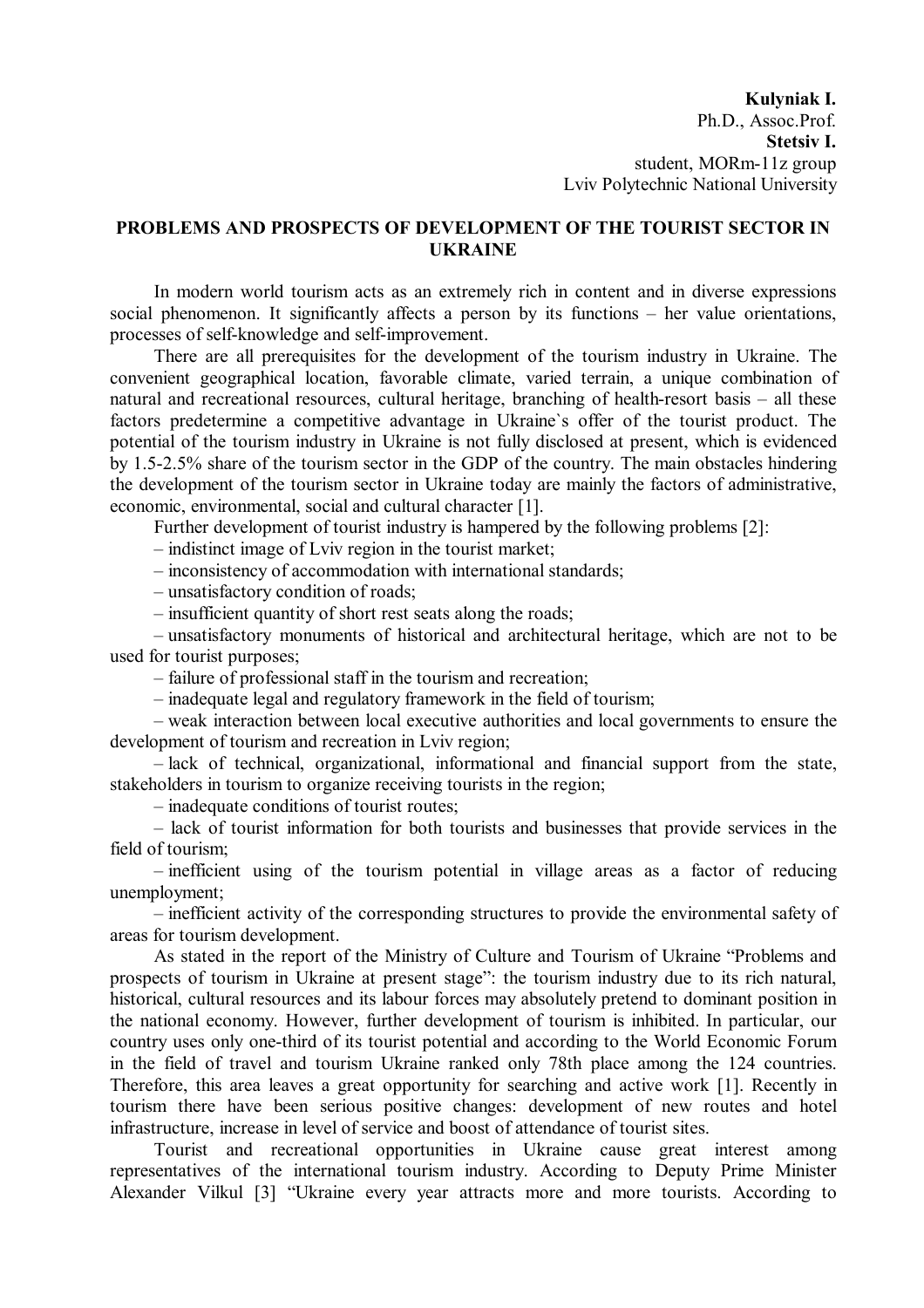**Kulyniak I.**
Ph.D., Assoc.Prof.
**Stetsiv I.**
student, MORm-11z group
Lviv Polytechnic National University

# PROBLEMS AND PROSPECTS OF DEVELOPMENT OF THE TOURIST SECTOR IN UKRAINE

In modern world tourism acts as an extremely rich in content and in diverse expressions social phenomenon. It significantly affects a person by its functions – her value orientations, processes of self-knowledge and self-improvement.

There are all prerequisites for the development of the tourism industry in Ukraine. The convenient geographical location, favorable climate, varied terrain, a unique combination of natural and recreational resources, cultural heritage, branching of health-resort basis – all these factors predetermine a competitive advantage in Ukraine`s offer of the tourist product. The potential of the tourism industry in Ukraine is not fully disclosed at present, which is evidenced by 1.5-2.5% share of the tourism sector in the GDP of the country. The main obstacles hindering the development of the tourism sector in Ukraine today are mainly the factors of administrative, economic, environmental, social and cultural character [1].

Further development of tourist industry is hampered by the following problems [2]:

– indistinct image of Lviv region in the tourist market;

– inconsistency of accommodation with international standards;

– unsatisfactory condition of roads;

– insufficient quantity of short rest seats along the roads;

– unsatisfactory monuments of historical and architectural heritage, which are not to be used for tourist purposes;

– failure of professional staff in the tourism and recreation;

– inadequate legal and regulatory framework in the field of tourism;

– weak interaction between local executive authorities and local governments to ensure the development of tourism and recreation in Lviv region;

– lack of technical, organizational, informational and financial support from the state, stakeholders in tourism to organize receiving tourists in the region;

– inadequate conditions of tourist routes;

– lack of tourist information for both tourists and businesses that provide services in the field of tourism;

– inefficient using of the tourism potential in village areas as a factor of reducing unemployment;

– inefficient activity of the corresponding structures to provide the environmental safety of areas for tourism development.

As stated in the report of the Ministry of Culture and Tourism of Ukraine "Problems and prospects of tourism in Ukraine at present stage": the tourism industry due to its rich natural, historical, cultural resources and its labour forces may absolutely pretend to dominant position in the national economy. However, further development of tourism is inhibited. In particular, our country uses only one-third of its tourist potential and according to the World Economic Forum in the field of travel and tourism Ukraine ranked only 78th place among the 124 countries. Therefore, this area leaves a great opportunity for searching and active work [1]. Recently in tourism there have been serious positive changes: development of new routes and hotel infrastructure, increase in level of service and boost of attendance of tourist sites.

Tourist and recreational opportunities in Ukraine cause great interest among representatives of the international tourism industry. According to Deputy Prime Minister Alexander Vilkul [3] "Ukraine every year attracts more and more tourists. According to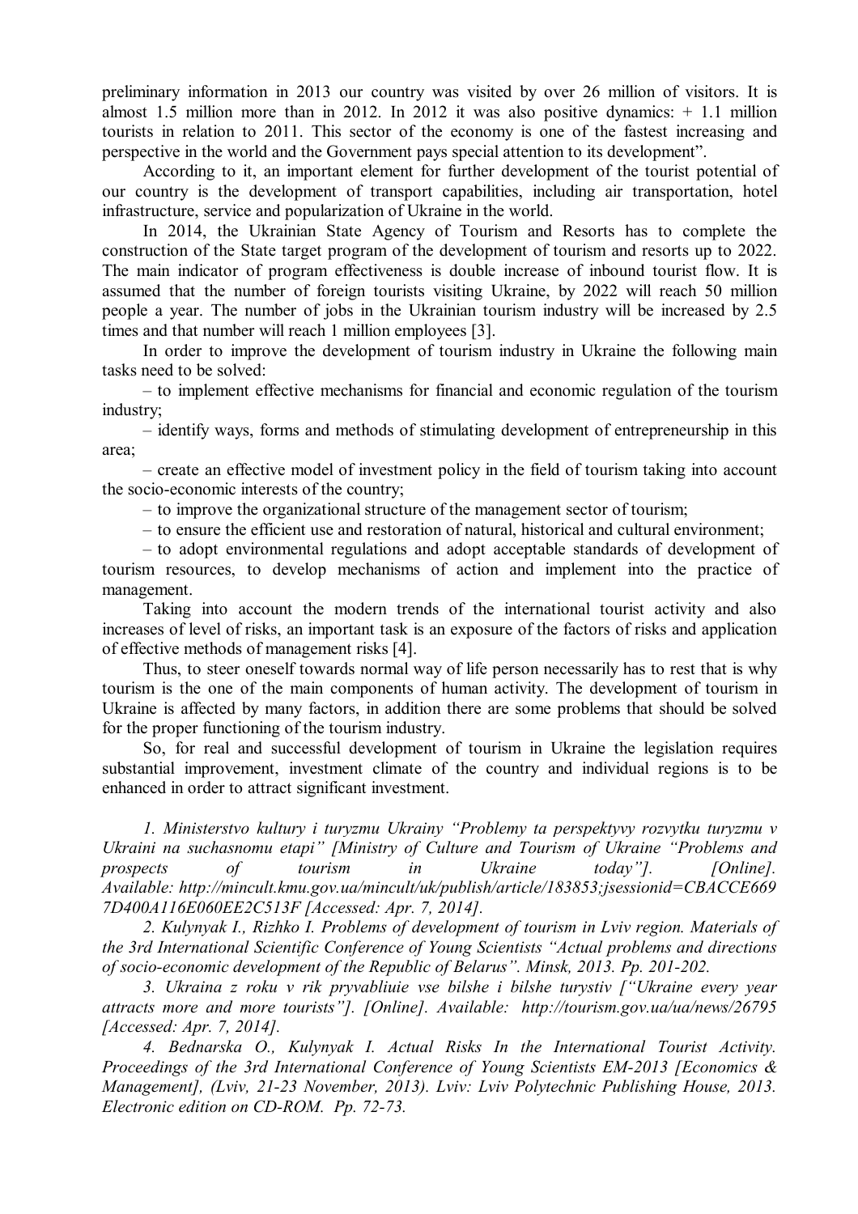preliminary information in 2013 our country was visited by over 26 million of visitors. It is almost 1.5 million more than in 2012. In 2012 it was also positive dynamics: + 1.1 million tourists in relation to 2011. This sector of the economy is one of the fastest increasing and perspective in the world and the Government pays special attention to its development".

According to it, an important element for further development of the tourist potential of our country is the development of transport capabilities, including air transportation, hotel infrastructure, service and popularization of Ukraine in the world.

In 2014, the Ukrainian State Agency of Tourism and Resorts has to complete the construction of the State target program of the development of tourism and resorts up to 2022. The main indicator of program effectiveness is double increase of inbound tourist flow. It is assumed that the number of foreign tourists visiting Ukraine, by 2022 will reach 50 million people a year. The number of jobs in the Ukrainian tourism industry will be increased by 2.5 times and that number will reach 1 million employees [3].

In order to improve the development of tourism industry in Ukraine the following main tasks need to be solved:

– to implement effective mechanisms for financial and economic regulation of the tourism industry;

– identify ways, forms and methods of stimulating development of entrepreneurship in this area;

– create an effective model of investment policy in the field of tourism taking into account the socio-economic interests of the country;

– to improve the organizational structure of the management sector of tourism;

– to ensure the efficient use and restoration of natural, historical and cultural environment;

– to adopt environmental regulations and adopt acceptable standards of development of tourism resources, to develop mechanisms of action and implement into the practice of management.

Taking into account the modern trends of the international tourist activity and also increases of level of risks, an important task is an exposure of the factors of risks and application of effective methods of management risks [4].

Thus, to steer oneself towards normal way of life person necessarily has to rest that is why tourism is the one of the main components of human activity. The development of tourism in Ukraine is affected by many factors, in addition there are some problems that should be solved for the proper functioning of the tourism industry.

So, for real and successful development of tourism in Ukraine the legislation requires substantial improvement, investment climate of the country and individual regions is to be enhanced in order to attract significant investment.

*1. Ministerstvo kultury i turyzmu Ukrainy "Problemy ta perspektyvy rozvytku turyzmu v Ukraini na suchasnomu etapi" [Ministry of Culture and Tourism of Ukraine "Problems and prospects of tourism in Ukraine today"]. [Online]. Available: http://mincult.kmu.gov.ua/mincult/uk/publish/article/183853;jsessionid=CBACCE6697D400A116E060EE2C513F [Accessed: Apr. 7, 2014].*

*2. Kulynyak I., Rizhko I. Problems of development of tourism in Lviv region. Materials of the 3rd International Scientific Conference of Young Scientists "Actual problems and directions of socio-economic development of the Republic of Belarus". Minsk, 2013. Pp. 201-202.*

*3. Ukraina z roku v rik pryvabliuie vse bilshe i bilshe turystiv ["Ukraine every year attracts more and more tourists"]. [Online]. Available: http://tourism.gov.ua/ua/news/26795 [Accessed: Apr. 7, 2014].*

*4. Bednarska O., Kulynyak I. Actual Risks In the International Tourist Activity. Proceedings of the 3rd International Conference of Young Scientists EM-2013 [Economics & Management], (Lviv, 21-23 November, 2013). Lviv: Lviv Polytechnic Publishing House, 2013. Electronic edition on CD-ROM. Pp. 72-73.*